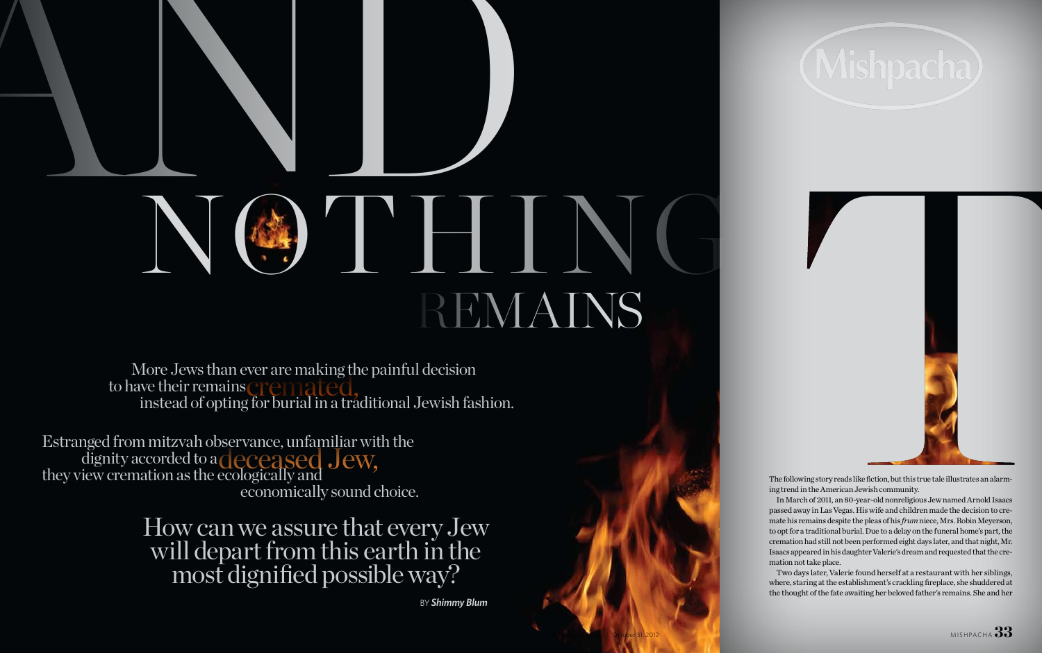# AND NOTHING REMAINS

More Jews than ever are making the painful decision to have their remains cremated, instead of opting for burial in a traditional Jewish fashion.

Estranged from mitzvah observance, unfamiliar with the dignity accorded to a deceased Jew, they view cremation as the ecologically and economically sound choice.

How can we assure that every Jew will depart from this earth in the most dignified possible way?

BY ***Shimmy Blum***

The following story reads like fiction, but this true tale illustrates an alarming trend in the American Jewish community.

In March of 2011, an 80-year-old nonreligious Jew named Arnold Isaacs passed away in Las Vegas. His wife and children made the decision to cremate his remains despite the pleas of his *frum* niece, Mrs. Robin Meyerson, to opt for a traditional burial. Due to a delay on the funeral home's part, the cremation had still not been performed eight days later, and that night, Mr. Isaacs appeared in his daughter Valerie's dream and requested that the cremation not take place.

Two days later, Valerie found herself at a restaurant with her siblings, where, staring at the establishment's crackling fireplace, she shuddered at the thought of the fate awaiting her beloved father's remains. She and her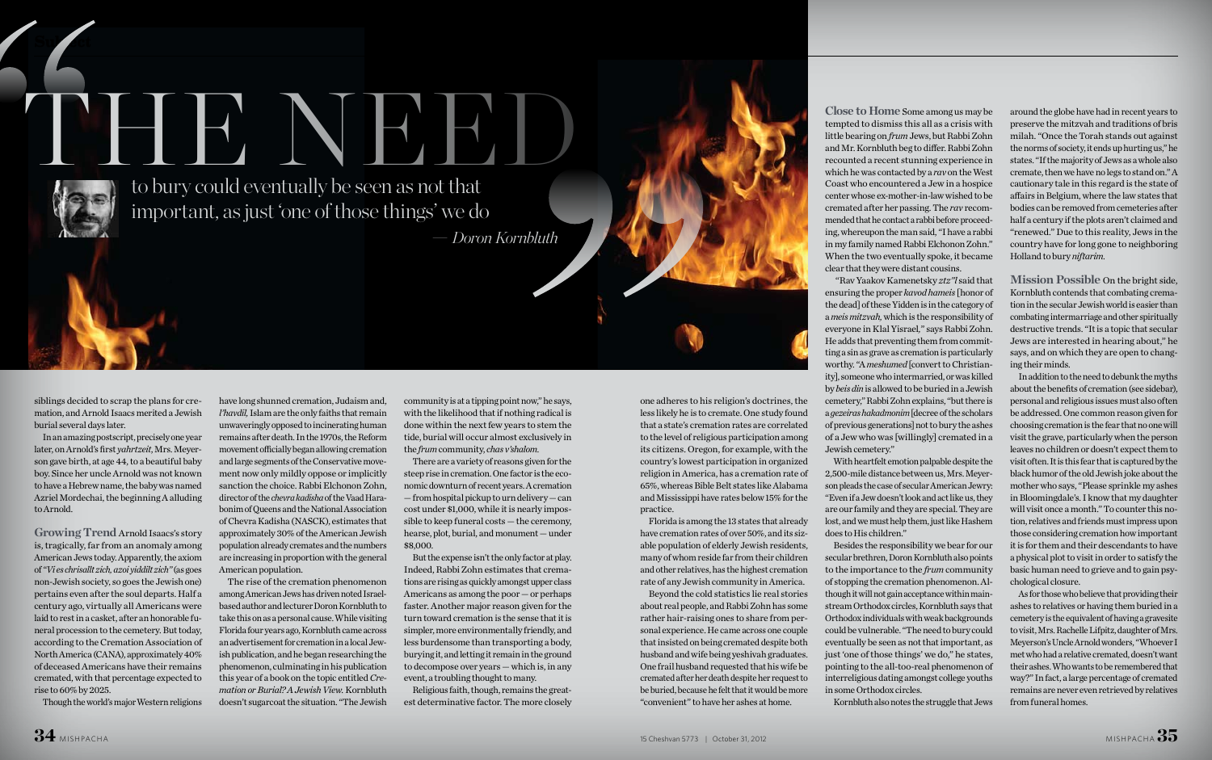# "THE NEED to bury could eventually be seen as not that important, as just 'one of those things' we do"

— Doron Kornbluth

siblings decided to scrap the plans for cremation, and Arnold Isaacs merited a Jewish burial several days later.

In an amazing postscript, precisely one year later, on Arnold's first *yahrtzeit*, Mrs. Meyerson gave birth, at age 44, to a beautiful baby boy. Since her uncle Arnold was not known to have a Hebrew name, the baby was named Azriel Mordechai, the beginning A alluding to Arnold.

**Growing Trend** Arnold Isaacs's story is, tragically, far from an anomaly among American Jews today. Apparently, the axiom of *"Vi es chrisalt zich, azoi yiddilt zich"* (as goes non-Jewish society, so goes the Jewish one) pertains even after the soul departs. Half a century ago, virtually all Americans were laid to rest in a casket, after an honorable funeral procession to the cemetery. But today, according to the Cremation Association of North America (CANA), approximately 40% of deceased Americans have their remains cremated, with that percentage expected to rise to 60% by 2025.

Though the world's major Western religions have long shunned cremation, Judaism and, *l'havdil*, Islam are the only faiths that remain unwaveringly opposed to incinerating human remains after death. In the 1970s, the Reform movement officially began allowing cremation and large segments of the Conservative movement now only mildly oppose or implicitly sanction the choice. Rabbi Elchonon Zohn, director of the *chevra kadisha* of the Vaad Harabonim of Queens and the National Association of Chevra Kadisha (NASCK), estimates that approximately 30% of the American Jewish population already cremates and the numbers are increasing in proportion with the general American population.

The rise of the cremation phenomenon among American Jews has driven noted Israel-based author and lecturer Doron Kornbluth to take this on as a personal cause. While visiting Florida four years ago, Kornbluth came across an advertisement for cremation in a local Jewish publication, and he began researching the phenomenon, culminating in his publication this year of a book on the topic entitled *Cremation or Burial? A Jewish View.* Kornbluth doesn't sugarcoat the situation. "The Jewish community is at a tipping point now," he says, with the likelihood that if nothing radical is done within the next few years to stem the tide, burial will occur almost exclusively in the *frum* community, *chas v'shalom*.

There are a variety of reasons given for the steep rise in cremation. One factor is the economic downturn of recent years. A cremation — from hospital pickup to urn delivery — can cost under $1,000, while it is nearly impossible to keep funeral costs — the ceremony, hearse, plot, burial, and monument — under $8,000.

But the expense isn't the only factor at play. Indeed, Rabbi Zohn estimates that cremations are rising as quickly amongst upper class Americans as among the poor — or perhaps faster. Another major reason given for the turn toward cremation is the sense that it is simpler, more environmentally friendly, and less burdensome than transporting a body, burying it, and letting it remain in the ground to decompose over years — which is, in any event, a troubling thought to many.

Religious faith, though, remains the greatest determinative factor. The more closely one adheres to his religion's doctrines, the less likely he is to cremate. One study found that a state's cremation rates are correlated to the level of religious participation among its citizens. Oregon, for example, with the country's lowest participation in organized religion in America, has a cremation rate of 65%, whereas Bible Belt states like Alabama and Mississippi have rates below 15% for the practice.

Florida is among the 13 states that already have cremation rates of over 50%, and its sizable population of elderly Jewish residents, many of whom reside far from their children and other relatives, has the highest cremation rate of any Jewish community in America.

Beyond the cold statistics lie real stories about real people, and Rabbi Zohn has some rather hair-raising ones to share from personal experience. He came across one couple that insisted on being cremated despite both husband and wife being yeshivah graduates. One frail husband requested that his wife be cremated after her death despite her request to be buried, because he felt that it would be more "convenient" to have her ashes at home.

**Close to Home** Some among us may be tempted to dismiss this all as a crisis with little bearing on *frum* Jews, but Rabbi Zohn and Mr. Kornbluth beg to differ. Rabbi Zohn recounted a recent stunning experience in which he was contacted by a *rav* on the West Coast who encountered a Jew in a hospice center whose ex-mother-in-law wished to be cremated after her passing. The *rav* recommended that he contact a rabbi before proceeding, whereupon the man said, "I have a rabbi in my family named Rabbi Elchonon Zohn." When the two eventually spoke, it became clear that they were distant cousins.

"Rav Yaakov Kamenetsky *ztz"l* said that ensuring the proper *kavod hameis* [honor of the dead] of these Yidden is in the category of a *meis mitzvah*, which is the responsibility of everyone in Klal Yisrael," says Rabbi Zohn. He adds that preventing them from committing a sin as grave as cremation is particularly worthy. "A *meshumed* [convert to Christianity], someone who intermarried, or was killed by *beis din* is allowed to be buried in a Jewish cemetery," Rabbi Zohn explains, "but there is a *gezeiras hakadmonim* [decree of the scholars of previous generations] not to bury the ashes of a Jew who was [willingly] cremated in a Jewish cemetery."

With heartfelt emotion palpable despite the 2,500-mile distance between us, Mrs. Meyerson pleads the case of secular American Jewry: "Even if a Jew doesn't look and act like us, they are our family and they are special. They are lost, and we must help them, just like Hashem does to His children."

Besides the responsibility we bear for our secular brethren, Doron Kornbluth also points to the importance to the *frum* community of stopping the cremation phenomenon. Although it will not gain acceptance within mainstream Orthodox circles, Kornbluth says that Orthodox individuals with weak backgrounds could be vulnerable. "The need to bury could eventually be seen as not that important, as just 'one of those things' we do," he states, pointing to the all-too-real phenomenon of interreligious dating amongst college youths in some Orthodox circles.

Kornbluth also notes the struggle that Jews around the globe have had in recent years to preserve the mitzvah and traditions of bris milah. "Once the Torah stands out against the norms of society, it ends up hurting us," he states. "If the majority of Jews as a whole also cremate, then we have no legs to stand on." A cautionary tale in this regard is the state of affairs in Belgium, where the law states that bodies can be removed from cemeteries after half a century if the plots aren't claimed and "renewed." Due to this reality, Jews in the country have for long gone to neighboring Holland to bury *niftarim*.

**Mission Possible** On the bright side, Kornbluth contends that combating cremation in the secular Jewish world is easier than combating intermarriage and other spiritually destructive trends. "It is a topic that secular Jews are interested in hearing about," he says, and on which they are open to changing their minds.

In addition to the need to debunk the myths about the benefits of cremation (see sidebar), personal and religious issues must also often be addressed. One common reason given for choosing cremation is the fear that no one will visit the grave, particularly when the person leaves no children or doesn't expect them to visit often. It is this fear that is captured by the black humor of the old Jewish joke about the mother who says, "Please sprinkle my ashes in Bloomingdale's. I know that my daughter will visit once a month." To counter this notion, relatives and friends must impress upon those considering cremation how important it is for them and their descendants to have a physical plot to visit in order to satisfy the basic human need to grieve and to gain psychological closure.

As for those who believe that providing their ashes to relatives or having them buried in a cemetery is the equivalent of having a gravesite to visit, Mrs. Rachelle Lifpitz, daughter of Mrs. Meyerson's Uncle Arnold wonders, "Whoever I met who had a relative cremated, doesn't want their ashes. Who wants to be remembered that way?" In fact, a large percentage of cremated remains are never even retrieved by relatives from funeral homes.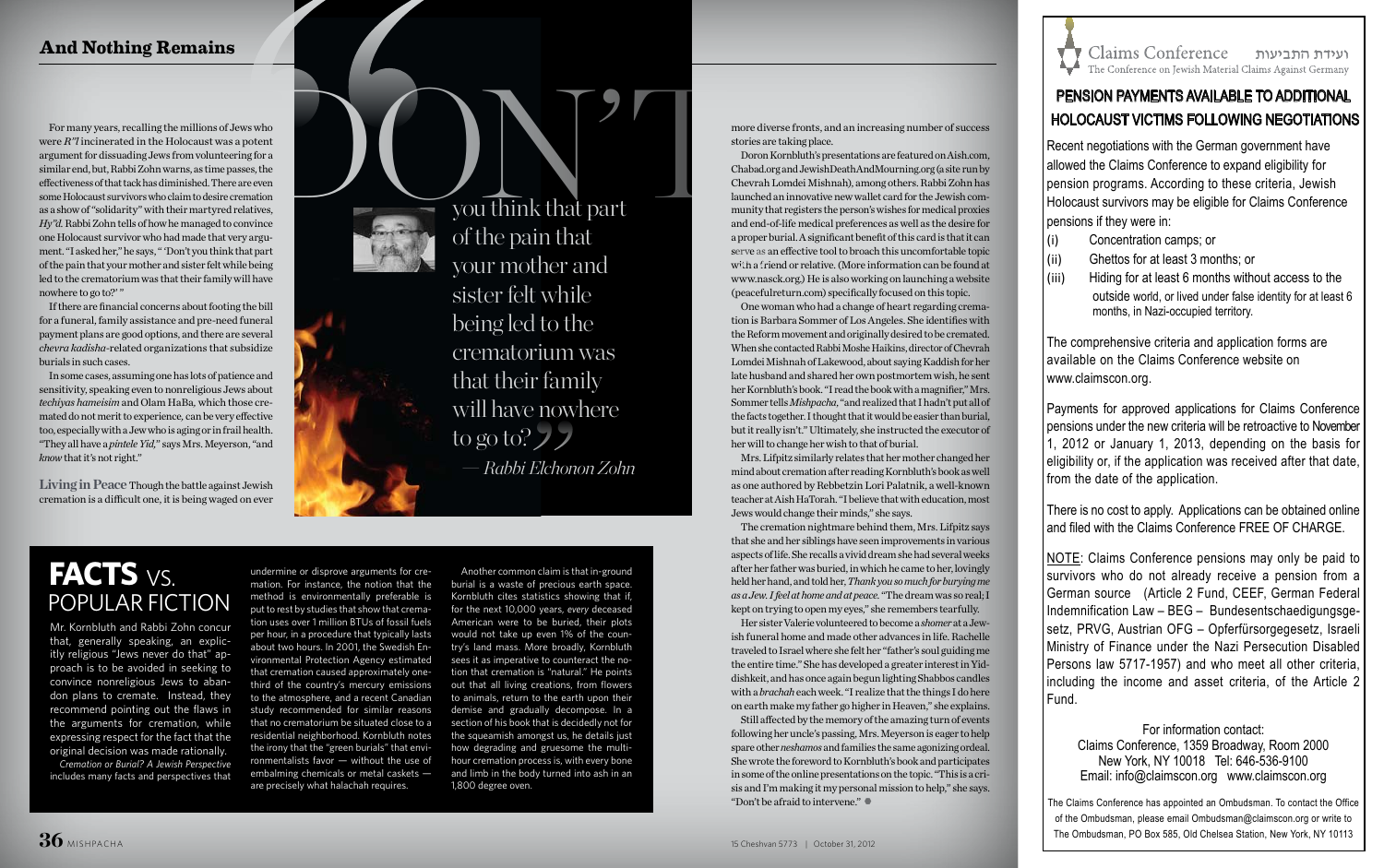## And Nothing Remains

For many years, recalling the millions of Jews who were *R"l* incinerated in the Holocaust was a potent argument for dissuading Jews from volunteering for a similar end, but, Rabbi Zohn warns, as time passes, the effectiveness of that tack has diminished. There are even some Holocaust survivors who claim to desire cremation as a show of "solidarity" with their martyred relatives, *Hy"d.* Rabbi Zohn tells of how he managed to convince one Holocaust survivor who had made that very argument. "I asked her," he says, " 'Don't you think that part of the pain that your mother and sister felt while being led to the crematorium was that their family would have nowhere to go to?' "

If there are financial concerns about footing the bill for a funeral, family assistance and pre-need funeral payment plans are good options, and there are several *chevra kadisha*-related organizations that subsidize burials in such cases.

In some cases, assuming one has lots of patience and sensitivity, speaking even to nonreligious Jews about *techiyas hameisim* and Olam HaBa, which those cremated do not merit to experience, can be very effective too, especially with a Jew who is aging or in frail health. "They all have a *pintele Yid,*" says Mrs. Meyerson, "and *know* that it's not right."

**Living in Peace** Though the battle against Jewish cremation is a difficult one, it is being waged on ever more diverse fronts, and an increasing number of success stories are taking place.

Doron Kornbluth's presentations are featured on Aish.com, Chabad.org and JewishDeathAndMourning.org (a site run by Chevrah Lomdei Mishnah), among others. Rabbi Zohn has launched an innovative new wallet card for the Jewish community that registers the person's wishes for medical proxies and end-of-life medical preferences as well as the desire for a proper burial. A significant benefit of this card is that it can serve as an effective tool to broach this uncomfortable topic with a friend or relative. (More information can be found at www.nasck.org.) He is also working on launching a website (peacefulreturn.com) specifically focused on this topic.

One woman who had a change of heart regarding cremation is Barbara Sommer of Los Angeles. She identifies with the Reform movement and originally desired to be cremated. When she contacted Rabbi Moshe Haikins, director of Chevrah Lomdei Mishnah of Lakewood, about saying Kaddish for her late husband and shared her own postmortem wish, he sent her Kornbluth's book. "I read the book with a magnifier," Mrs. Sommer tells *Mishpacha,* "and realized that I hadn't put all of the facts together. I thought that it would be easier than burial, but it really isn't." Ultimately, she instructed the executor of her will to change her wish to that of burial.

Mrs. Lifpitz similarly relates that her mother changed her mind about cremation after reading Kornbluth's book as well as one authored by Rebbetzin Lori Palatnik, a well-known teacher at Aish HaTorah. "I believe that with education, most Jews would change their minds," she says.

The cremation nightmare behind them, Mrs. Lifpitz says that she and her siblings have seen improvements in various aspects of life. She recalls a vivid dream she had several weeks after her father was buried, in which he came to her, lovingly held her hand, and told her, *Thank you so much for burying me as a Jew. I feel at home and at peace.* "The dream was so real; I kept on trying to open my eyes," she remembers tearfully.

Her sister Valerie volunteered to become a *shomer* at a Jewish funeral home and made other advances in life. Rachelle traveled to Israel where she felt her "father's soul guiding me the entire time." She has developed a greater interest in Yiddishkeit, and has once again begun lighting Shabbos candles with a *brachah* each week. "I realize that the things I do here on earth make my father go higher in Heaven," she explains.

Still affected by the memory of the amazing turn of events following her uncle's passing, Mrs. Meyerson is eager to help spare other *neshamos* and families the same agonizing ordeal. She wrote the foreword to Kornbluth's book and participates in some of the online presentations on the topic. "This is a crisis and I'm making it my personal mission to help," she says. "Don't be afraid to intervene."

> "Don't you think that part of the pain that your mother and sister felt while being led to the crematorium was that their family will have nowhere to go to?"
>
> — *Rabbi Elchonon Zohn*

### FACTS VS. POPULAR FICTION

Mr. Kornbluth and Rabbi Zohn concur that, generally speaking, an explicitly religious "Jews never do that" approach is to be avoided in seeking to convince nonreligious Jews to abandon plans to cremate. Instead, they recommend pointing out the flaws in the arguments for cremation, while expressing respect for the fact that the original decision was made rationally.

*Cremation or Burial? A Jewish Perspective* includes many facts and perspectives that undermine or disprove arguments for cremation. For instance, the notion that the method is environmentally preferable is put to rest by studies that show that cremation uses over 1 million BTUs of fossil fuels per hour, in a procedure that typically lasts about two hours. In 2001, the Swedish Environmental Protection Agency estimated that cremation caused approximately one-third of the country's mercury emissions to the atmosphere, and a recent Canadian study recommended for similar reasons that no crematorium be situated close to a residential neighborhood. Kornbluth notes the irony that the "green burials" that environmentalists favor — without the use of embalming chemicals or metal caskets — are precisely what halachah requires.

Another common claim is that in-ground burial is a waste of precious earth space. Kornbluth cites statistics showing that if, for the next 10,000 years, *every* deceased American were to be buried, their plots would not take up even 1% of the country's land mass. More broadly, Kornbluth sees it as imperative to counteract the notion that cremation is "natural." He points out that all living creations, from flowers to animals, return to the earth upon their demise and gradually decompose. In a section of his book that is decidedly not for the squeamish amongst us, he details just how degrading and gruesome the multi-hour cremation process is, with every bone and limb in the body turned into ash in an 1,800 degree oven.

---

Claims Conference ועידת התביעות
The Conference on Jewish Material Claims Against Germany

### PENSION PAYMENTS AVAILABLE TO ADDITIONAL HOLOCAUST VICTIMS FOLLOWING NEGOTIATIONS

Recent negotiations with the German government have allowed the Claims Conference to expand eligibility for pension programs. According to these criteria, Jewish Holocaust survivors may be eligible for Claims Conference pensions if they were in:

(i) Concentration camps; or
(ii) Ghettos for at least 3 months; or
(iii) Hiding for at least 6 months without access to the outside world, or lived under false identity for at least 6 months, in Nazi-occupied territory.

The comprehensive criteria and application forms are available on the Claims Conference website on www.claimscon.org.

Payments for approved applications for Claims Conference pensions under the new criteria will be retroactive to November 1, 2012 or January 1, 2013, depending on the basis for eligibility or, if the application was received after that date, from the date of the application.

There is no cost to apply. Applications can be obtained online and filed with the Claims Conference FREE OF CHARGE.

NOTE: Claims Conference pensions may only be paid to survivors who do not already receive a pension from a German source (Article 2 Fund, CEEF, German Federal Indemnification Law – BEG – Bundesentschaedigungsgesetz, PRVG, Austrian OFG – Opferfürsorgegesetz, Israeli Ministry of Finance under the Nazi Persecution Disabled Persons law 5717-1957) and who meet all other criteria, including the income and asset criteria, of the Article 2 Fund.

For information contact:
Claims Conference, 1359 Broadway, Room 2000
New York, NY 10018 Tel: 646-536-9100
Email: info@claimscon.org www.claimscon.org

The Claims Conference has appointed an Ombudsman. To contact the Office of the Ombudsman, please email Ombudsman@claimscon.org or write to The Ombudsman, PO Box 585, Old Chelsea Station, New York, NY 10113